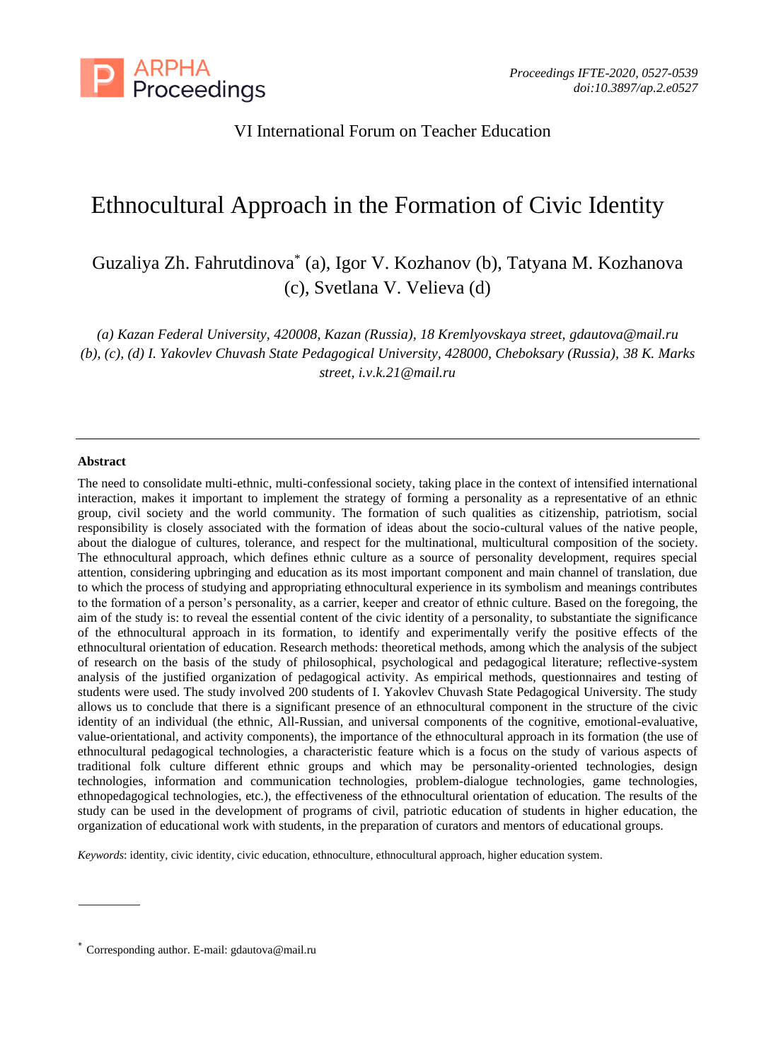VI International Forum on Teacher Education

# Ethnocultural Approach in the Formation of Civic Identity

Guzaliya Zh. Fahrutdinova* (a), Igor V. Kozhanov (b), Tatyana M. Kozhanova (c), Svetlana V. Velieva (d)

*(a) Kazan Federal University, 420008, Kazan (Russia), 18 Kremlyovskaya street, gdautova@mail.ru*
*(b), (c), (d) I. Yakovlev Chuvash State Pedagogical University, 428000, Cheboksary (Russia), 38 K. Marks street, i.v.k.21@mail.ru*

---

**Abstract**

The need to consolidate multi-ethnic, multi-confessional society, taking place in the context of intensified international interaction, makes it important to implement the strategy of forming a personality as a representative of an ethnic group, civil society and the world community. The formation of such qualities as citizenship, patriotism, social responsibility is closely associated with the formation of ideas about the socio-cultural values of the native people, about the dialogue of cultures, tolerance, and respect for the multinational, multicultural composition of the society. The ethnocultural approach, which defines ethnic culture as a source of personality development, requires special attention, considering upbringing and education as its most important component and main channel of translation, due to which the process of studying and appropriating ethnocultural experience in its symbolism and meanings contributes to the formation of a person's personality, as a carrier, keeper and creator of ethnic culture. Based on the foregoing, the aim of the study is: to reveal the essential content of the civic identity of a personality, to substantiate the significance of the ethnocultural approach in its formation, to identify and experimentally verify the positive effects of the ethnocultural orientation of education. Research methods: theoretical methods, among which the analysis of the subject of research on the basis of the study of philosophical, psychological and pedagogical literature; reflective-system analysis of the justified organization of pedagogical activity. As empirical methods, questionnaires and testing of students were used. The study involved 200 students of I. Yakovlev Chuvash State Pedagogical University. The study allows us to conclude that there is a significant presence of an ethnocultural component in the structure of the civic identity of an individual (the ethnic, All-Russian, and universal components of the cognitive, emotional-evaluative, value-orientational, and activity components), the importance of the ethnocultural approach in its formation (the use of ethnocultural pedagogical technologies, a characteristic feature which is a focus on the study of various aspects of traditional folk culture different ethnic groups and which may be personality-oriented technologies, design technologies, information and communication technologies, problem-dialogue technologies, game technologies, ethnopedagogical technologies, etc.), the effectiveness of the ethnocultural orientation of education. The results of the study can be used in the development of programs of civil, patriotic education of students in higher education, the organization of educational work with students, in the preparation of curators and mentors of educational groups.

*Keywords*: identity, civic identity, civic education, ethnoculture, ethnocultural approach, higher education system.

---

* Corresponding author. E-mail: gdautova@mail.ru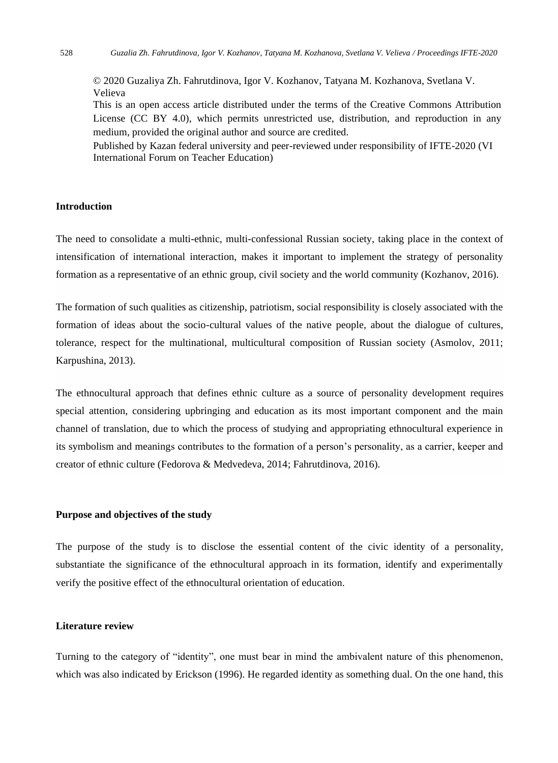© 2020 Guzaliya Zh. Fahrutdinova, Igor V. Kozhanov, Tatyana M. Kozhanova, Svetlana V. Velieva

This is an open access article distributed under the terms of the Creative Commons Attribution License (CC BY 4.0), which permits unrestricted use, distribution, and reproduction in any medium, provided the original author and source are credited.

Published by Kazan federal university and peer-reviewed under responsibility of IFTE-2020 (VI International Forum on Teacher Education)

## Introduction

The need to consolidate a multi-ethnic, multi-confessional Russian society, taking place in the context of intensification of international interaction, makes it important to implement the strategy of personality formation as a representative of an ethnic group, civil society and the world community (Kozhanov, 2016).

The formation of such qualities as citizenship, patriotism, social responsibility is closely associated with the formation of ideas about the socio-cultural values of the native people, about the dialogue of cultures, tolerance, respect for the multinational, multicultural composition of Russian society (Asmolov, 2011; Karpushina, 2013).

The ethnocultural approach that defines ethnic culture as a source of personality development requires special attention, considering upbringing and education as its most important component and the main channel of translation, due to which the process of studying and appropriating ethnocultural experience in its symbolism and meanings contributes to the formation of a person's personality, as a carrier, keeper and creator of ethnic culture (Fedorova & Medvedeva, 2014; Fahrutdinova, 2016).

## Purpose and objectives of the study

The purpose of the study is to disclose the essential content of the civic identity of a personality, substantiate the significance of the ethnocultural approach in its formation, identify and experimentally verify the positive effect of the ethnocultural orientation of education.

## Literature review

Turning to the category of "identity", one must bear in mind the ambivalent nature of this phenomenon, which was also indicated by Erickson (1996). He regarded identity as something dual. On the one hand, this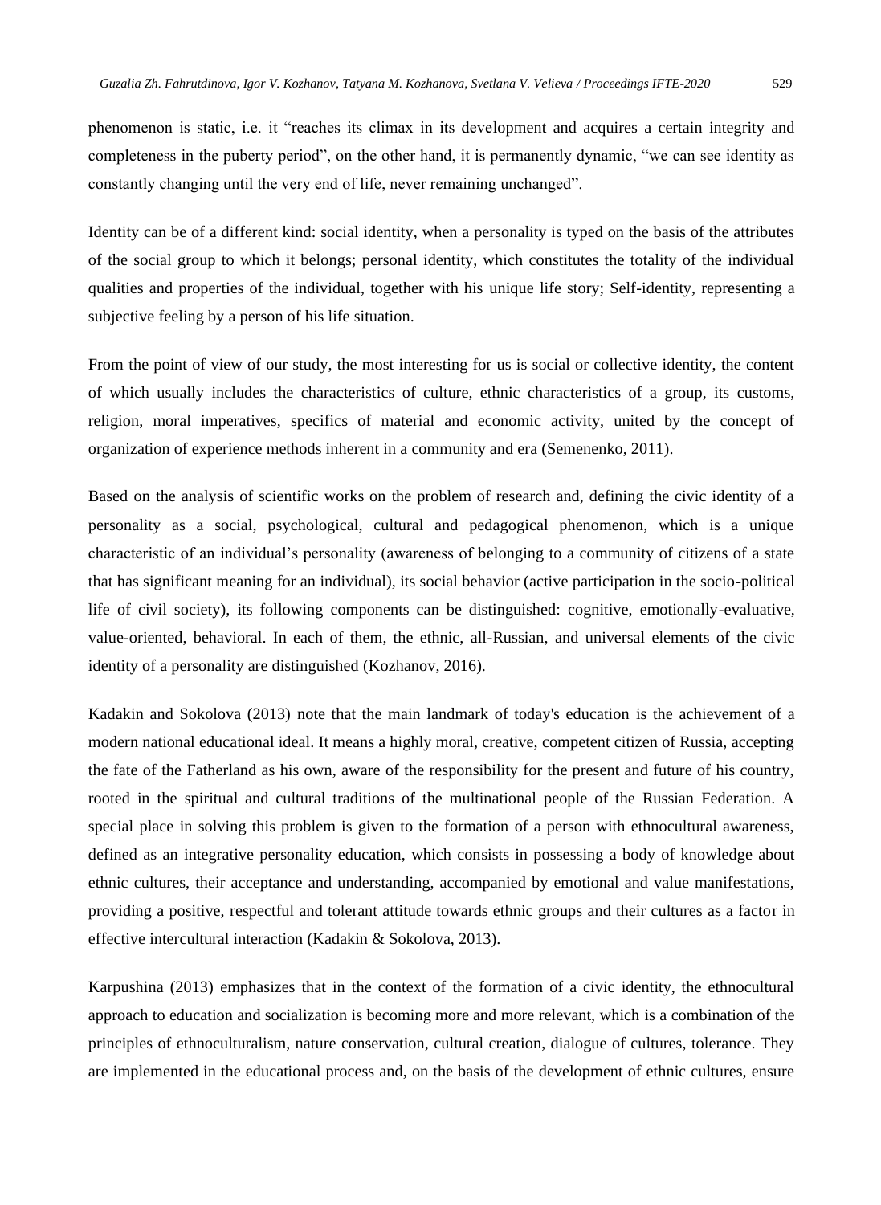phenomenon is static, i.e. it "reaches its climax in its development and acquires a certain integrity and completeness in the puberty period", on the other hand, it is permanently dynamic, "we can see identity as constantly changing until the very end of life, never remaining unchanged".

Identity can be of a different kind: social identity, when a personality is typed on the basis of the attributes of the social group to which it belongs; personal identity, which constitutes the totality of the individual qualities and properties of the individual, together with his unique life story; Self-identity, representing a subjective feeling by a person of his life situation.

From the point of view of our study, the most interesting for us is social or collective identity, the content of which usually includes the characteristics of culture, ethnic characteristics of a group, its customs, religion, moral imperatives, specifics of material and economic activity, united by the concept of organization of experience methods inherent in a community and era (Semenenko, 2011).

Based on the analysis of scientific works on the problem of research and, defining the civic identity of a personality as a social, psychological, cultural and pedagogical phenomenon, which is a unique characteristic of an individual's personality (awareness of belonging to a community of citizens of a state that has significant meaning for an individual), its social behavior (active participation in the socio-political life of civil society), its following components can be distinguished: cognitive, emotionally-evaluative, value-oriented, behavioral. In each of them, the ethnic, all-Russian, and universal elements of the civic identity of a personality are distinguished (Kozhanov, 2016).

Kadakin and Sokolova (2013) note that the main landmark of today's education is the achievement of a modern national educational ideal. It means a highly moral, creative, competent citizen of Russia, accepting the fate of the Fatherland as his own, aware of the responsibility for the present and future of his country, rooted in the spiritual and cultural traditions of the multinational people of the Russian Federation. A special place in solving this problem is given to the formation of a person with ethnocultural awareness, defined as an integrative personality education, which consists in possessing a body of knowledge about ethnic cultures, their acceptance and understanding, accompanied by emotional and value manifestations, providing a positive, respectful and tolerant attitude towards ethnic groups and their cultures as a factor in effective intercultural interaction (Kadakin & Sokolova, 2013).

Karpushina (2013) emphasizes that in the context of the formation of a civic identity, the ethnocultural approach to education and socialization is becoming more and more relevant, which is a combination of the principles of ethnoculturalism, nature conservation, cultural creation, dialogue of cultures, tolerance. They are implemented in the educational process and, on the basis of the development of ethnic cultures, ensure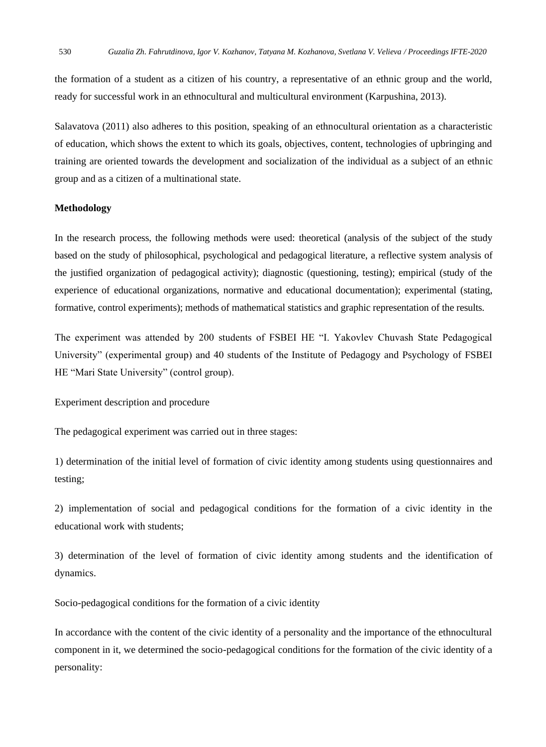the formation of a student as a citizen of his country, a representative of an ethnic group and the world, ready for successful work in an ethnocultural and multicultural environment (Karpushina, 2013).

Salavatova (2011) also adheres to this position, speaking of an ethnocultural orientation as a characteristic of education, which shows the extent to which its goals, objectives, content, technologies of upbringing and training are oriented towards the development and socialization of the individual as a subject of an ethnic group and as a citizen of a multinational state.

**Methodology**

In the research process, the following methods were used: theoretical (analysis of the subject of the study based on the study of philosophical, psychological and pedagogical literature, a reflective system analysis of the justified organization of pedagogical activity); diagnostic (questioning, testing); empirical (study of the experience of educational organizations, normative and educational documentation); experimental (stating, formative, control experiments); methods of mathematical statistics and graphic representation of the results.

The experiment was attended by 200 students of FSBEI HE "I. Yakovlev Chuvash State Pedagogical University" (experimental group) and 40 students of the Institute of Pedagogy and Psychology of FSBEI HE "Mari State University" (control group).

Experiment description and procedure

The pedagogical experiment was carried out in three stages:

1) determination of the initial level of formation of civic identity among students using questionnaires and testing;

2) implementation of social and pedagogical conditions for the formation of a civic identity in the educational work with students;

3) determination of the level of formation of civic identity among students and the identification of dynamics.

Socio-pedagogical conditions for the formation of a civic identity

In accordance with the content of the civic identity of a personality and the importance of the ethnocultural component in it, we determined the socio-pedagogical conditions for the formation of the civic identity of a personality: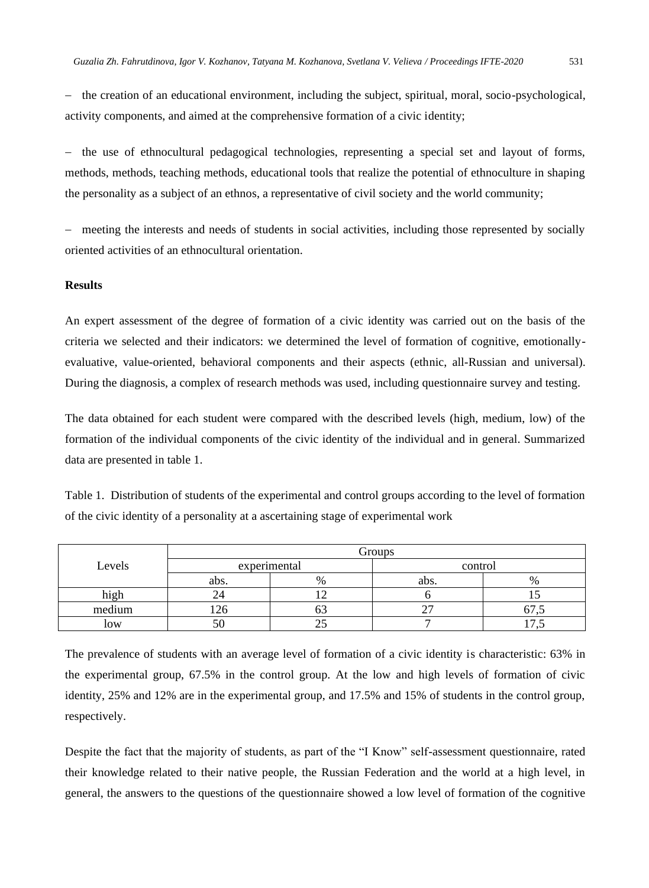– the creation of an educational environment, including the subject, spiritual, moral, socio-psychological, activity components, and aimed at the comprehensive formation of a civic identity;

– the use of ethnocultural pedagogical technologies, representing a special set and layout of forms, methods, methods, teaching methods, educational tools that realize the potential of ethnoculture in shaping the personality as a subject of an ethnos, a representative of civil society and the world community;

– meeting the interests and needs of students in social activities, including those represented by socially oriented activities of an ethnocultural orientation.

**Results**

An expert assessment of the degree of formation of a civic identity was carried out on the basis of the criteria we selected and their indicators: we determined the level of formation of cognitive, emotionally-evaluative, value-oriented, behavioral components and their aspects (ethnic, all-Russian and universal). During the diagnosis, a complex of research methods was used, including questionnaire survey and testing.

The data obtained for each student were compared with the described levels (high, medium, low) of the formation of the individual components of the civic identity of the individual and in general. Summarized data are presented in table 1.

Table 1. Distribution of students of the experimental and control groups according to the level of formation of the civic identity of a personality at a ascertaining stage of experimental work

| Levels | Groups | | | |
|---|---|---|---|---|
| | experimental | | control | |
| | abs. | % | abs. | % |
| high | 24 | 12 | 6 | 15 |
| medium | 126 | 63 | 27 | 67,5 |
| low | 50 | 25 | 7 | 17,5 |

The prevalence of students with an average level of formation of a civic identity is characteristic: 63% in the experimental group, 67.5% in the control group. At the low and high levels of formation of civic identity, 25% and 12% are in the experimental group, and 17.5% and 15% of students in the control group, respectively.

Despite the fact that the majority of students, as part of the "I Know" self-assessment questionnaire, rated their knowledge related to their native people, the Russian Federation and the world at a high level, in general, the answers to the questions of the questionnaire showed a low level of formation of the cognitive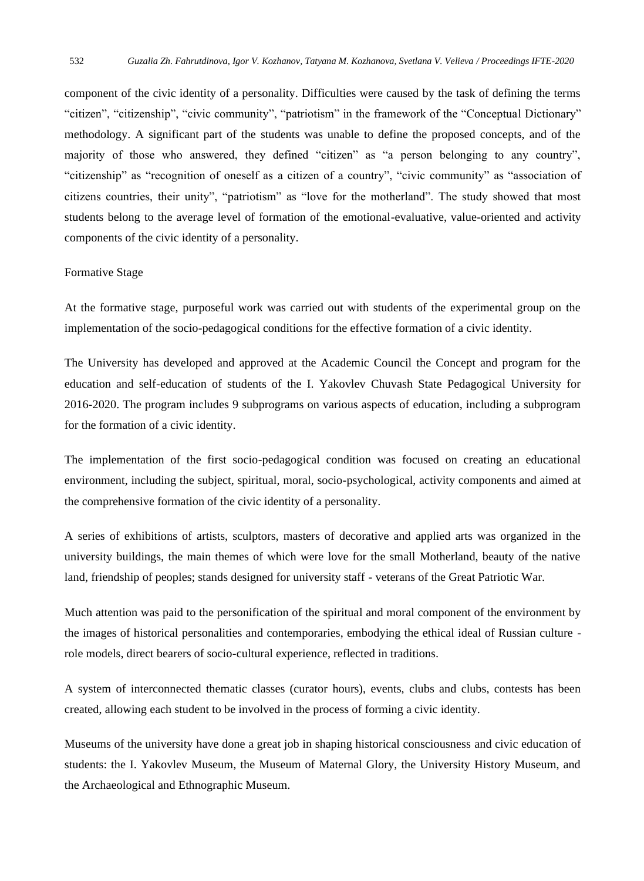component of the civic identity of a personality. Difficulties were caused by the task of defining the terms "citizen", "citizenship", "civic community", "patriotism" in the framework of the "Conceptual Dictionary" methodology. A significant part of the students was unable to define the proposed concepts, and of the majority of those who answered, they defined "citizen" as "a person belonging to any country", "citizenship" as "recognition of oneself as a citizen of a country", "civic community" as "association of citizens countries, their unity", "patriotism" as "love for the motherland". The study showed that most students belong to the average level of formation of the emotional-evaluative, value-oriented and activity components of the civic identity of a personality.

### Formative Stage

At the formative stage, purposeful work was carried out with students of the experimental group on the implementation of the socio-pedagogical conditions for the effective formation of a civic identity.

The University has developed and approved at the Academic Council the Concept and program for the education and self-education of students of the I. Yakovlev Chuvash State Pedagogical University for 2016-2020. The program includes 9 subprograms on various aspects of education, including a subprogram for the formation of a civic identity.

The implementation of the first socio-pedagogical condition was focused on creating an educational environment, including the subject, spiritual, moral, socio-psychological, activity components and aimed at the comprehensive formation of the civic identity of a personality.

A series of exhibitions of artists, sculptors, masters of decorative and applied arts was organized in the university buildings, the main themes of which were love for the small Motherland, beauty of the native land, friendship of peoples; stands designed for university staff - veterans of the Great Patriotic War.

Much attention was paid to the personification of the spiritual and moral component of the environment by the images of historical personalities and contemporaries, embodying the ethical ideal of Russian culture - role models, direct bearers of socio-cultural experience, reflected in traditions.

A system of interconnected thematic classes (curator hours), events, clubs and clubs, contests has been created, allowing each student to be involved in the process of forming a civic identity.

Museums of the university have done a great job in shaping historical consciousness and civic education of students: the I. Yakovlev Museum, the Museum of Maternal Glory, the University History Museum, and the Archaeological and Ethnographic Museum.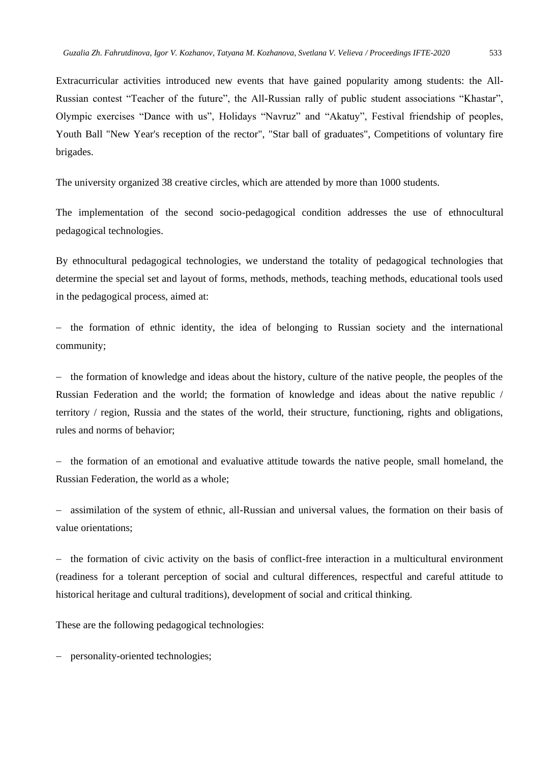Extracurricular activities introduced new events that have gained popularity among students: the All-Russian contest “Teacher of the future”, the All-Russian rally of public student associations “Khastar”, Olympic exercises “Dance with us”, Holidays “Navruz” and “Akatuy”, Festival friendship of peoples, Youth Ball "New Year's reception of the rector", "Star ball of graduates", Competitions of voluntary fire brigades.

The university organized 38 creative circles, which are attended by more than 1000 students.

The implementation of the second socio-pedagogical condition addresses the use of ethnocultural pedagogical technologies.

By ethnocultural pedagogical technologies, we understand the totality of pedagogical technologies that determine the special set and layout of forms, methods, methods, teaching methods, educational tools used in the pedagogical process, aimed at:

- the formation of ethnic identity, the idea of belonging to Russian society and the international community;
- the formation of knowledge and ideas about the history, culture of the native people, the peoples of the Russian Federation and the world; the formation of knowledge and ideas about the native republic / territory / region, Russia and the states of the world, their structure, functioning, rights and obligations, rules and norms of behavior;
- the formation of an emotional and evaluative attitude towards the native people, small homeland, the Russian Federation, the world as a whole;
- assimilation of the system of ethnic, all-Russian and universal values, the formation on their basis of value orientations;
- the formation of civic activity on the basis of conflict-free interaction in a multicultural environment (readiness for a tolerant perception of social and cultural differences, respectful and careful attitude to historical heritage and cultural traditions), development of social and critical thinking.

These are the following pedagogical technologies:

- personality-oriented technologies;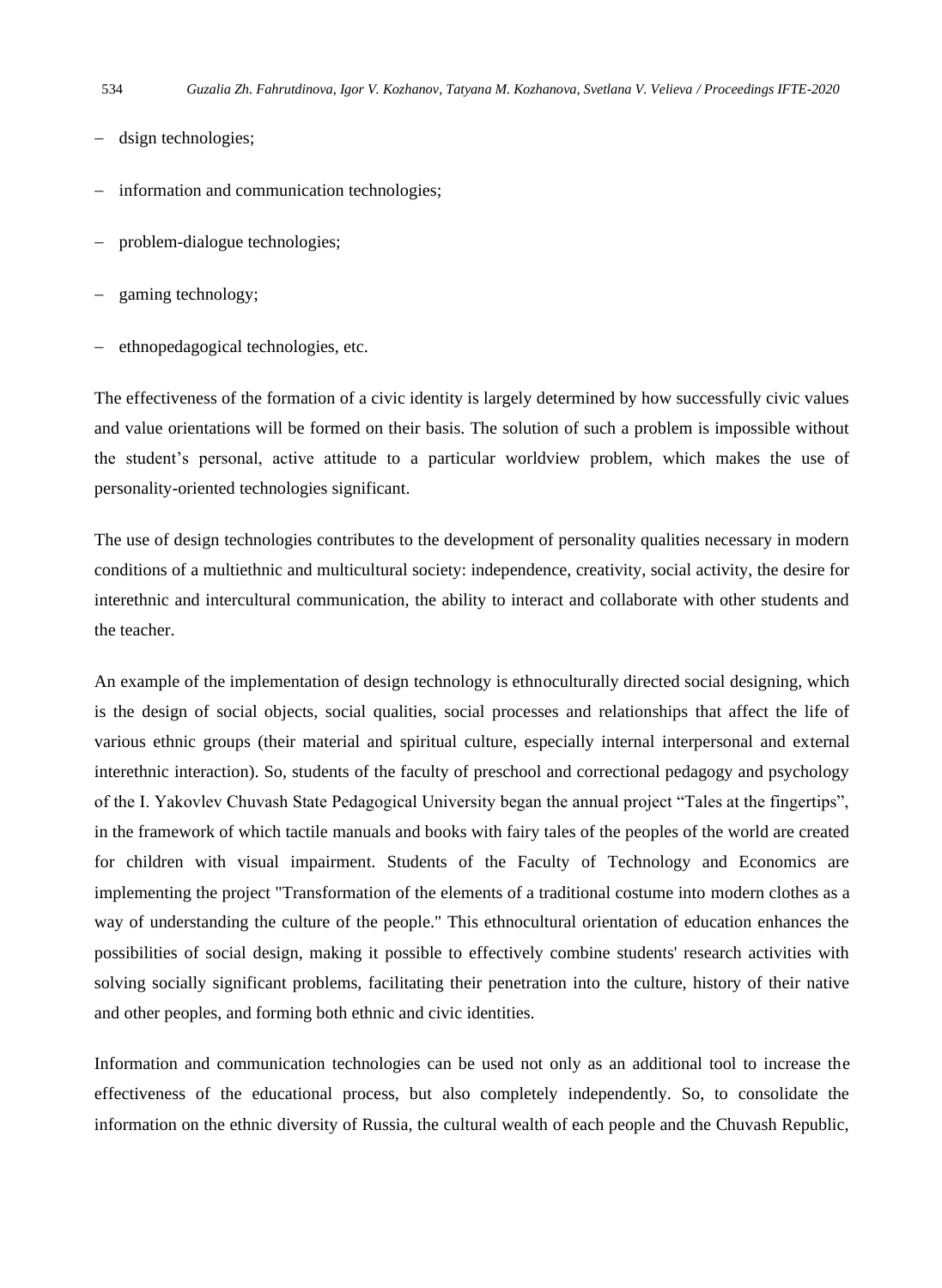- dsign technologies;
- information and communication technologies;
- problem-dialogue technologies;
- gaming technology;
- ethnopedagogical technologies, etc.

The effectiveness of the formation of a civic identity is largely determined by how successfully civic values and value orientations will be formed on their basis. The solution of such a problem is impossible without the student's personal, active attitude to a particular worldview problem, which makes the use of personality-oriented technologies significant.

The use of design technologies contributes to the development of personality qualities necessary in modern conditions of a multiethnic and multicultural society: independence, creativity, social activity, the desire for interethnic and intercultural communication, the ability to interact and collaborate with other students and the teacher.

An example of the implementation of design technology is ethnoculturally directed social designing, which is the design of social objects, social qualities, social processes and relationships that affect the life of various ethnic groups (their material and spiritual culture, especially internal interpersonal and external interethnic interaction). So, students of the faculty of preschool and correctional pedagogy and psychology of the I. Yakovlev Chuvash State Pedagogical University began the annual project "Tales at the fingertips", in the framework of which tactile manuals and books with fairy tales of the peoples of the world are created for children with visual impairment. Students of the Faculty of Technology and Economics are implementing the project "Transformation of the elements of a traditional costume into modern clothes as a way of understanding the culture of the people." This ethnocultural orientation of education enhances the possibilities of social design, making it possible to effectively combine students' research activities with solving socially significant problems, facilitating their penetration into the culture, history of their native and other peoples, and forming both ethnic and civic identities.

Information and communication technologies can be used not only as an additional tool to increase the effectiveness of the educational process, but also completely independently. So, to consolidate the information on the ethnic diversity of Russia, the cultural wealth of each people and the Chuvash Republic,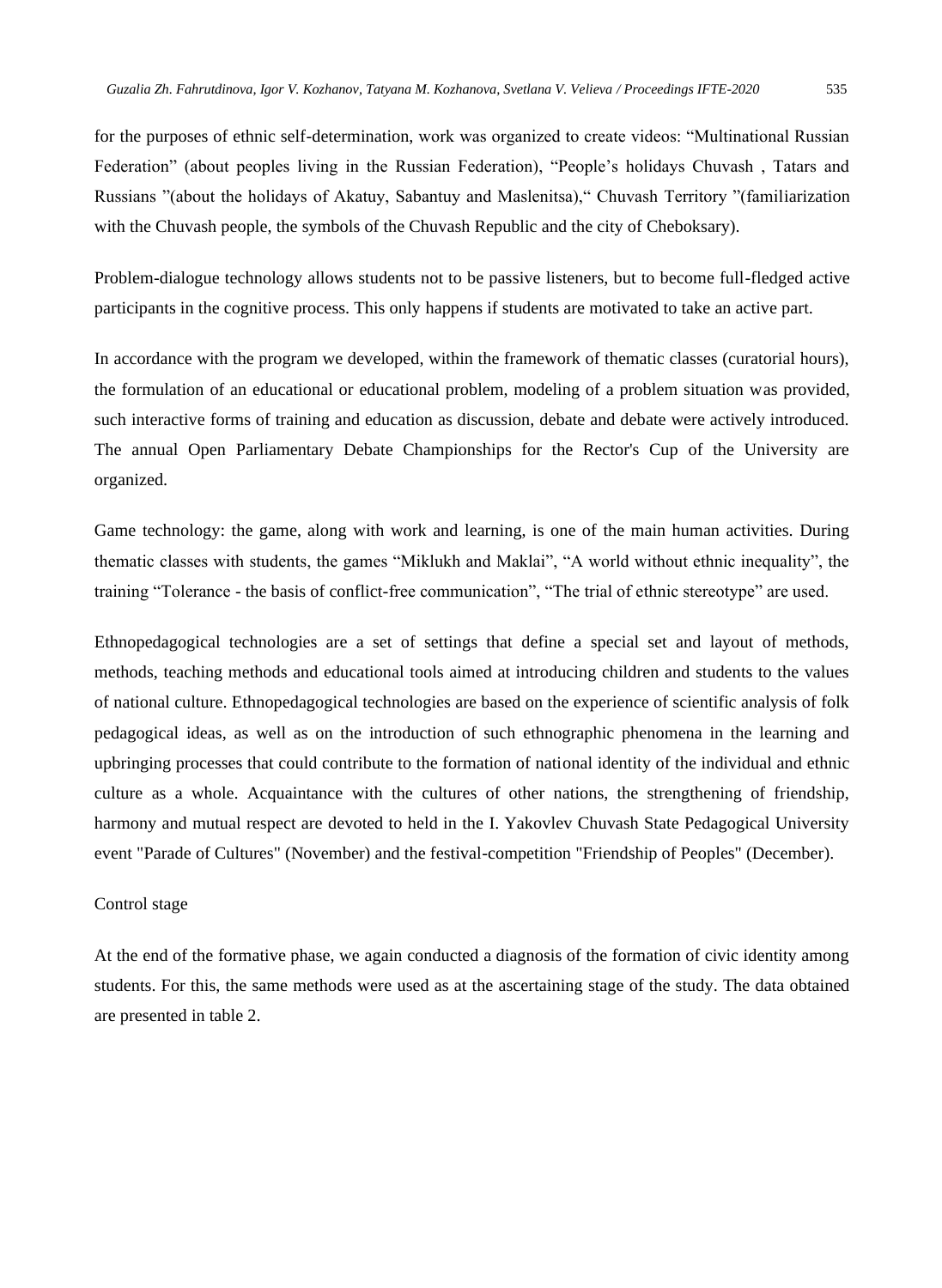for the purposes of ethnic self-determination, work was organized to create videos: “Multinational Russian Federation” (about peoples living in the Russian Federation), “People’s holidays Chuvash , Tatars and Russians ”(about the holidays of Akatuy, Sabantuy and Maslenitsa),“ Chuvash Territory ”(familiarization with the Chuvash people, the symbols of the Chuvash Republic and the city of Cheboksary).

Problem-dialogue technology allows students not to be passive listeners, but to become full-fledged active participants in the cognitive process. This only happens if students are motivated to take an active part.

In accordance with the program we developed, within the framework of thematic classes (curatorial hours), the formulation of an educational or educational problem, modeling of a problem situation was provided, such interactive forms of training and education as discussion, debate and debate were actively introduced. The annual Open Parliamentary Debate Championships for the Rector's Cup of the University are organized.

Game technology: the game, along with work and learning, is one of the main human activities. During thematic classes with students, the games “Miklukh and Maklai”, “A world without ethnic inequality”, the training “Tolerance - the basis of conflict-free communication”, “The trial of ethnic stereotype” are used.

Ethnopedagogical technologies are a set of settings that define a special set and layout of methods, methods, teaching methods and educational tools aimed at introducing children and students to the values of national culture. Ethnopedagogical technologies are based on the experience of scientific analysis of folk pedagogical ideas, as well as on the introduction of such ethnographic phenomena in the learning and upbringing processes that could contribute to the formation of national identity of the individual and ethnic culture as a whole. Acquaintance with the cultures of other nations, the strengthening of friendship, harmony and mutual respect are devoted to held in the I. Yakovlev Chuvash State Pedagogical University event "Parade of Cultures" (November) and the festival-competition "Friendship of Peoples" (December).

Control stage

At the end of the formative phase, we again conducted a diagnosis of the formation of civic identity among students. For this, the same methods were used as at the ascertaining stage of the study. The data obtained are presented in table 2.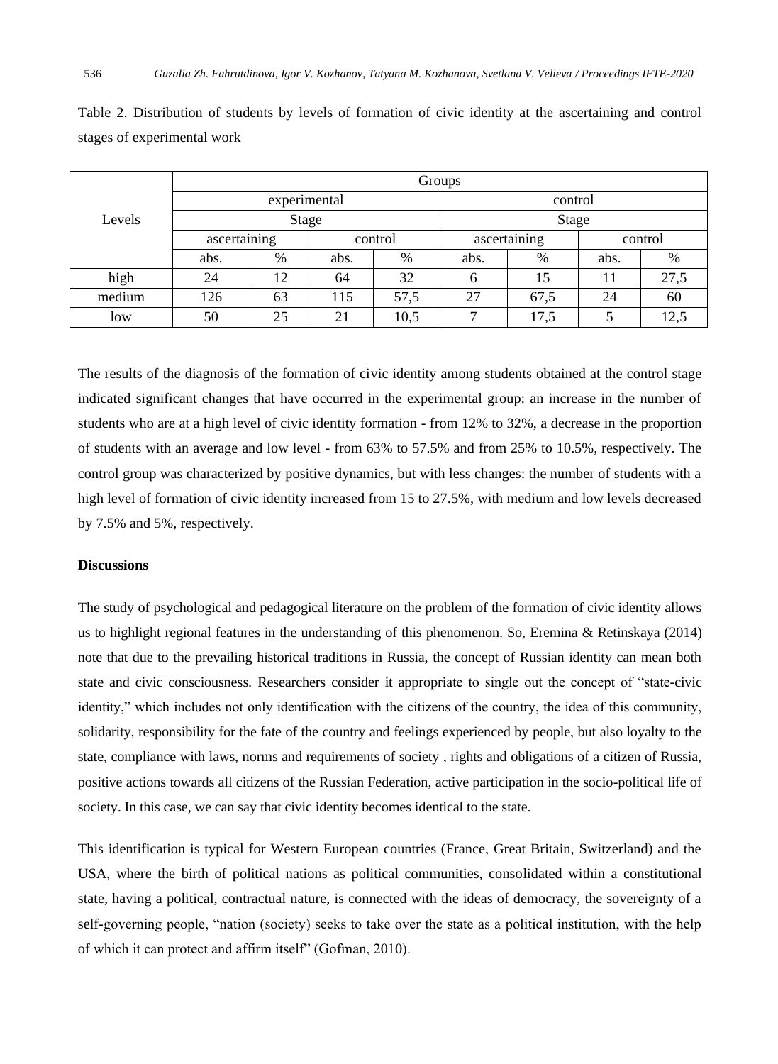Table 2. Distribution of students by levels of formation of civic identity at the ascertaining and control stages of experimental work

| Levels | Groups | | | | | | | |
|---|---|---|---|---|---|---|---|---|
| | experimental | | | | control | | | |
| | Stage | | | | Stage | | | |
| | ascertaining | | control | | ascertaining | | control | |
| | abs. | % | abs. | % | abs. | % | abs. | % |
| high | 24 | 12 | 64 | 32 | 6 | 15 | 11 | 27,5 |
| medium | 126 | 63 | 115 | 57,5 | 27 | 67,5 | 24 | 60 |
| low | 50 | 25 | 21 | 10,5 | 7 | 17,5 | 5 | 12,5 |

The results of the diagnosis of the formation of civic identity among students obtained at the control stage indicated significant changes that have occurred in the experimental group: an increase in the number of students who are at a high level of civic identity formation - from 12% to 32%, a decrease in the proportion of students with an average and low level - from 63% to 57.5% and from 25% to 10.5%, respectively. The control group was characterized by positive dynamics, but with less changes: the number of students with a high level of formation of civic identity increased from 15 to 27.5%, with medium and low levels decreased by 7.5% and 5%, respectively.

**Discussions**

The study of psychological and pedagogical literature on the problem of the formation of civic identity allows us to highlight regional features in the understanding of this phenomenon. So, Eremina & Retinskaya (2014) note that due to the prevailing historical traditions in Russia, the concept of Russian identity can mean both state and civic consciousness. Researchers consider it appropriate to single out the concept of "state-civic identity," which includes not only identification with the citizens of the country, the idea of this community, solidarity, responsibility for the fate of the country and feelings experienced by people, but also loyalty to the state, compliance with laws, norms and requirements of society , rights and obligations of a citizen of Russia, positive actions towards all citizens of the Russian Federation, active participation in the socio-political life of society. In this case, we can say that civic identity becomes identical to the state.

This identification is typical for Western European countries (France, Great Britain, Switzerland) and the USA, where the birth of political nations as political communities, consolidated within a constitutional state, having a political, contractual nature, is connected with the ideas of democracy, the sovereignty of a self-governing people, "nation (society) seeks to take over the state as a political institution, with the help of which it can protect and affirm itself" (Gofman, 2010).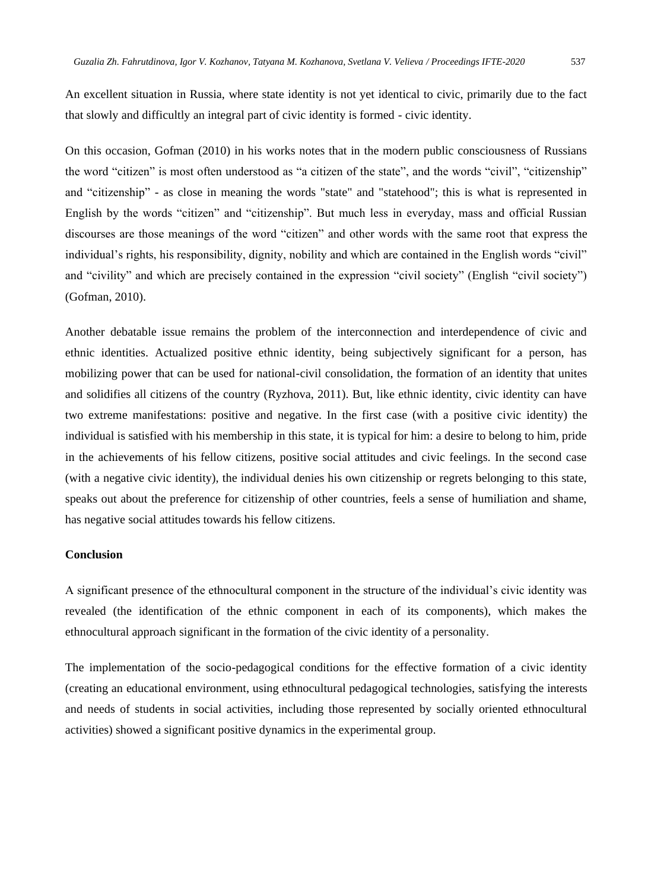An excellent situation in Russia, where state identity is not yet identical to civic, primarily due to the fact that slowly and difficultly an integral part of civic identity is formed - civic identity.

On this occasion, Gofman (2010) in his works notes that in the modern public consciousness of Russians the word "citizen" is most often understood as "a citizen of the state", and the words "civil", "citizenship" and "citizenship" - as close in meaning the words "state" and "statehood"; this is what is represented in English by the words "citizen" and "citizenship". But much less in everyday, mass and official Russian discourses are those meanings of the word "citizen" and other words with the same root that express the individual's rights, his responsibility, dignity, nobility and which are contained in the English words "civil" and "civility" and which are precisely contained in the expression "civil society" (English "civil society") (Gofman, 2010).

Another debatable issue remains the problem of the interconnection and interdependence of civic and ethnic identities. Actualized positive ethnic identity, being subjectively significant for a person, has mobilizing power that can be used for national-civil consolidation, the formation of an identity that unites and solidifies all citizens of the country (Ryzhova, 2011). But, like ethnic identity, civic identity can have two extreme manifestations: positive and negative. In the first case (with a positive civic identity) the individual is satisfied with his membership in this state, it is typical for him: a desire to belong to him, pride in the achievements of his fellow citizens, positive social attitudes and civic feelings. In the second case (with a negative civic identity), the individual denies his own citizenship or regrets belonging to this state, speaks out about the preference for citizenship of other countries, feels a sense of humiliation and shame, has negative social attitudes towards his fellow citizens.

**Conclusion**

A significant presence of the ethnocultural component in the structure of the individual's civic identity was revealed (the identification of the ethnic component in each of its components), which makes the ethnocultural approach significant in the formation of the civic identity of a personality.

The implementation of the socio-pedagogical conditions for the effective formation of a civic identity (creating an educational environment, using ethnocultural pedagogical technologies, satisfying the interests and needs of students in social activities, including those represented by socially oriented ethnocultural activities) showed a significant positive dynamics in the experimental group.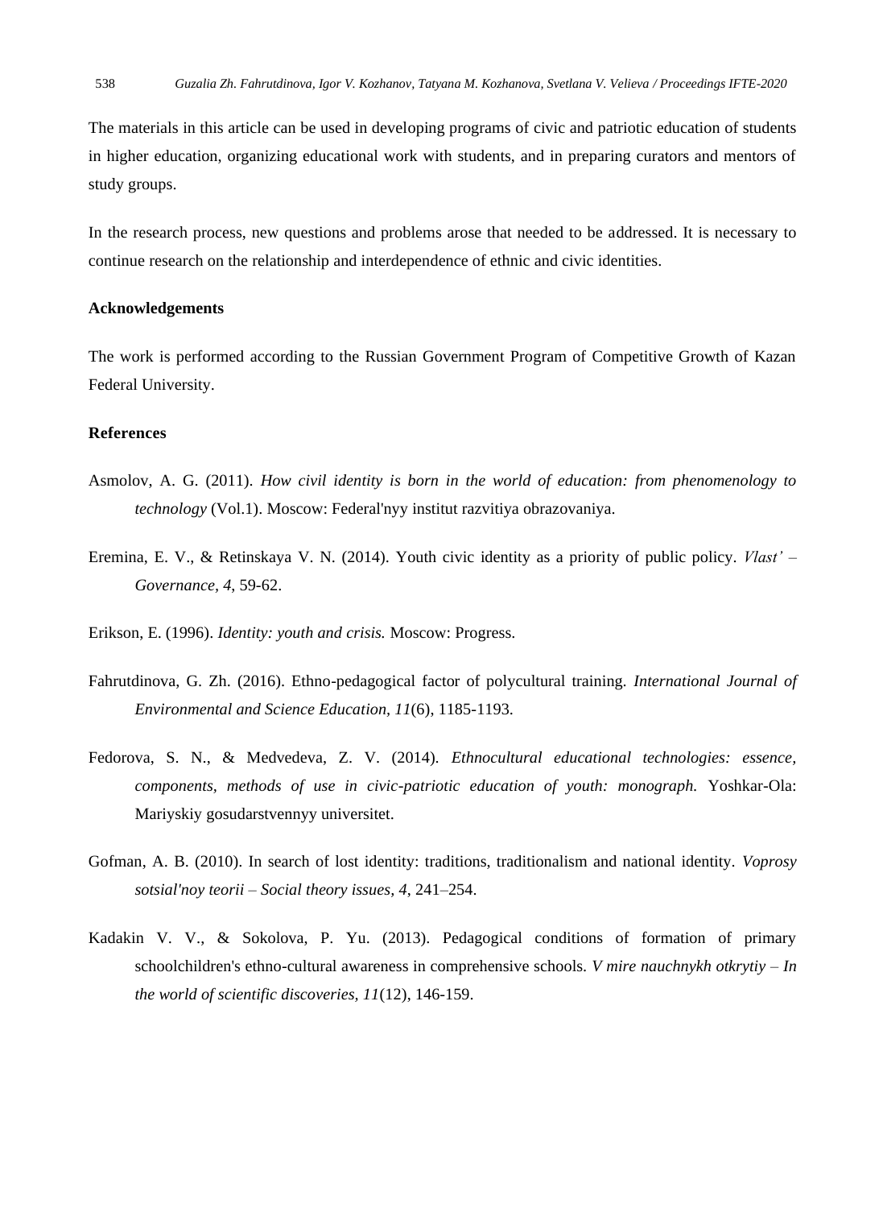The materials in this article can be used in developing programs of civic and patriotic education of students in higher education, organizing educational work with students, and in preparing curators and mentors of study groups.

In the research process, new questions and problems arose that needed to be addressed. It is necessary to continue research on the relationship and interdependence of ethnic and civic identities.

## Acknowledgements

The work is performed according to the Russian Government Program of Competitive Growth of Kazan Federal University.

## References

Asmolov, A. G. (2011). *How civil identity is born in the world of education: from phenomenology to technology* (Vol.1). Moscow: Federal'nyy institut razvitiya obrazovaniya.

Eremina, E. V., & Retinskaya V. N. (2014). Youth civic identity as a priority of public policy. *Vlast' – Governance, 4*, 59-62.

Erikson, E. (1996). *Identity: youth and crisis.* Moscow: Progress.

Fahrutdinova, G. Zh. (2016). Ethno-pedagogical factor of polycultural training. *International Journal of Environmental and Science Education*, *11*(6), 1185-1193.

Fedorova, S. N., & Medvedeva, Z. V. (2014). *Ethnocultural educational technologies: essence, components, methods of use in civic-patriotic education of youth: monograph.* Yoshkar-Ola: Mariyskiy gosudarstvennyy universitet.

Gofman, A. B. (2010). In search of lost identity: traditions, traditionalism and national identity. *Voprosy sotsial'noy teorii – Social theory issues, 4*, 241–254.

Kadakin V. V., & Sokolova, P. Yu. (2013). Pedagogical conditions of formation of primary schoolchildren's ethno-cultural awareness in comprehensive schools. *V mire nauchnykh otkrytiy – In the world of scientific discoveries, 11*(12), 146-159.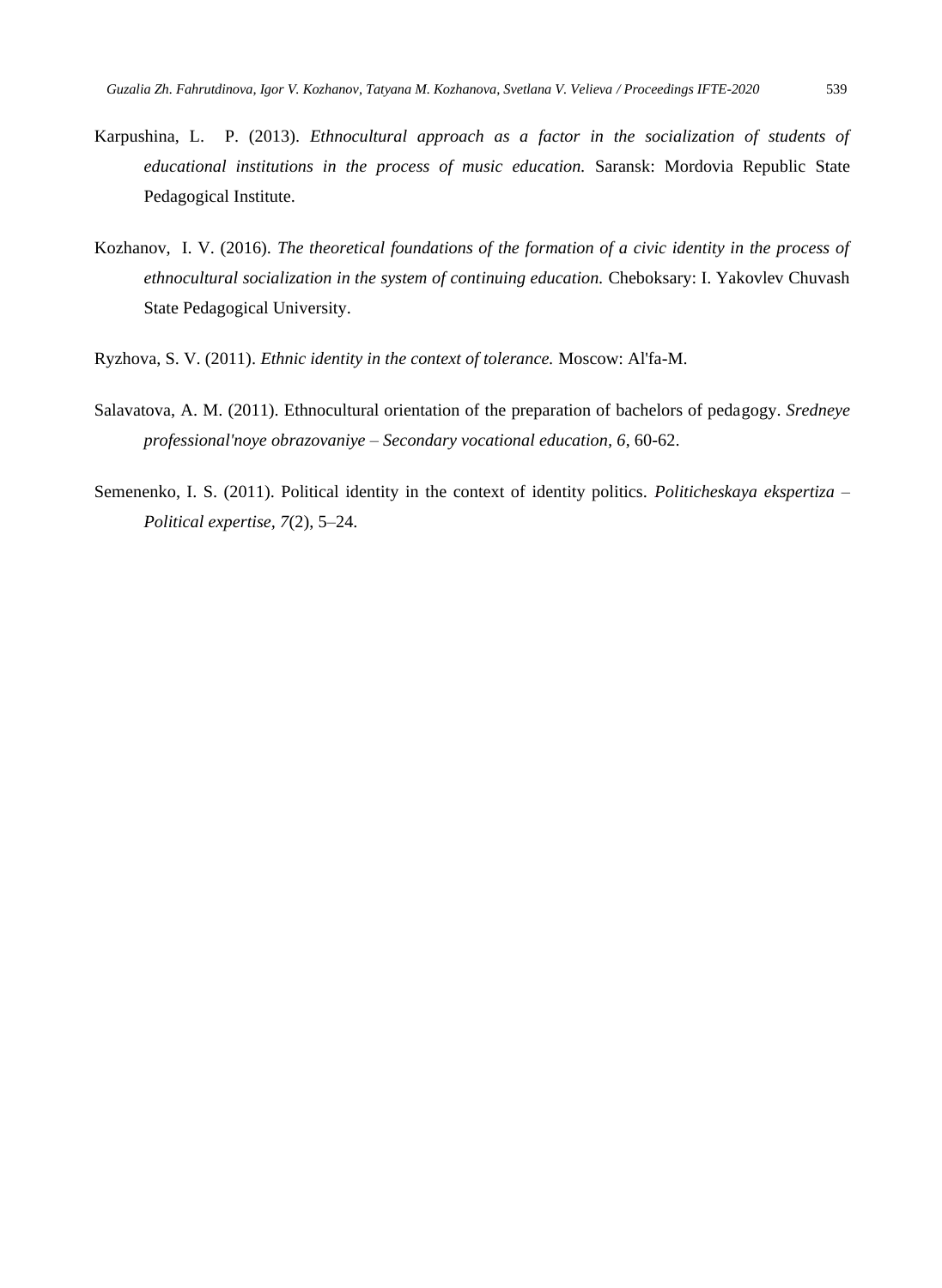Karpushina, L. P. (2013). *Ethnocultural approach as a factor in the socialization of students of educational institutions in the process of music education.* Saransk: Mordovia Republic State Pedagogical Institute.

Kozhanov, I. V. (2016). *The theoretical foundations of the formation of a civic identity in the process of ethnocultural socialization in the system of continuing education.* Cheboksary: I. Yakovlev Chuvash State Pedagogical University.

Ryzhova, S. V. (2011). *Ethnic identity in the context of tolerance.* Moscow: Al'fa-M.

Salavatova, A. M. (2011). Ethnocultural orientation of the preparation of bachelors of pedagogy. *Sredneye professional'noye obrazovaniye – Secondary vocational education*, *6*, 60-62.

Semenenko, I. S. (2011). Political identity in the context of identity politics. *Politicheskaya ekspertiza – Political expertise*, *7*(2), 5–24.